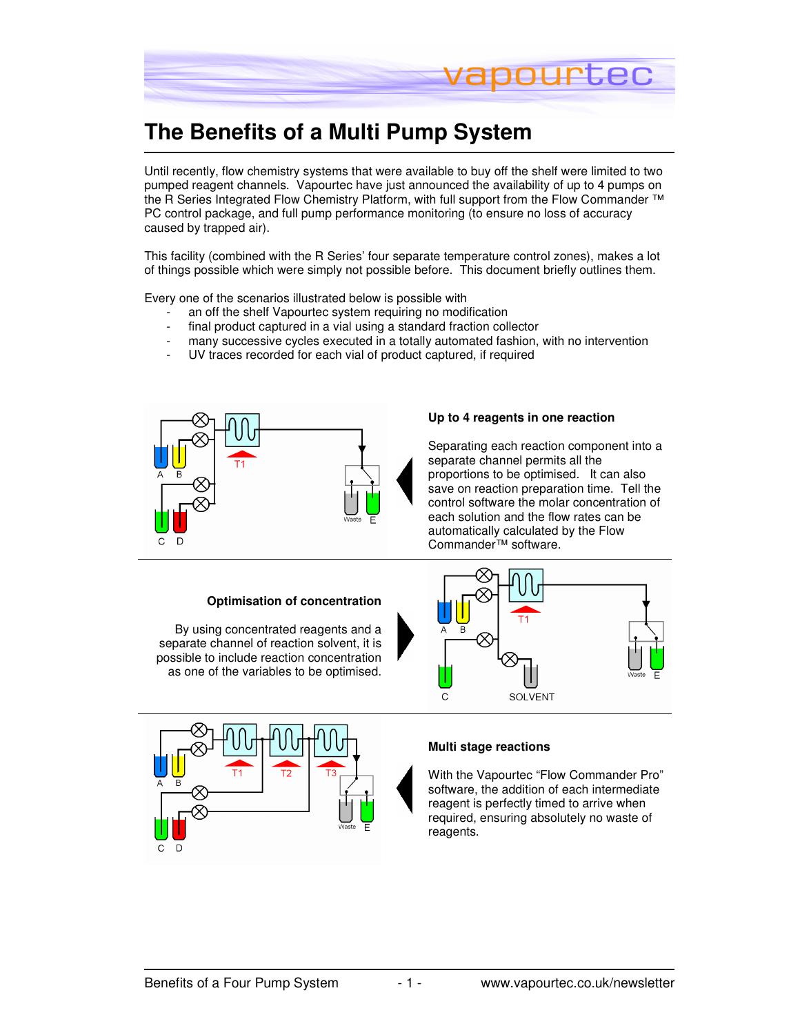# The Benefits of a Multi Pump System

Until recently, flow chemistry systems that were available to buy off the shelf were limited to two pumped reagent channels. Vapourtec have just announced the availability of up to 4 pumps on the R Series Integrated Flow Chemistry Platform, with full support from the Flow Commander ™ PC control package, and full pump performance monitoring (to ensure no loss of accuracy caused by trapped air).

This facility (combined with the R Series' four separate temperature control zones), makes a lot of things possible which were simply not possible before. This document briefly outlines them.

Every one of the scenarios illustrated below is possible with

- an off the shelf Vapourtec system requiring no modification
- final product captured in a vial using a standard fraction collector
- many successive cycles executed in a totally automated fashion, with no intervention
- UV traces recorded for each vial of product captured, if required

### Up to 4 reagents in one reaction

Separating each reaction component into a separate channel permits all the proportions to be optimised. It can also save on reaction preparation time. Tell the control software the molar concentration of each solution and the flow rates can be automatically calculated by the Flow Commander™ software.

### Optimisation of concentration

By using concentrated reagents and a separate channel of reaction solvent, it is possible to include reaction concentration as one of the variables to be optimised.

### Multi stage reactions

With the Vapourtec "Flow Commander Pro" software, the addition of each intermediate reagent is perfectly timed to arrive when required, ensuring absolutely no waste of reagents.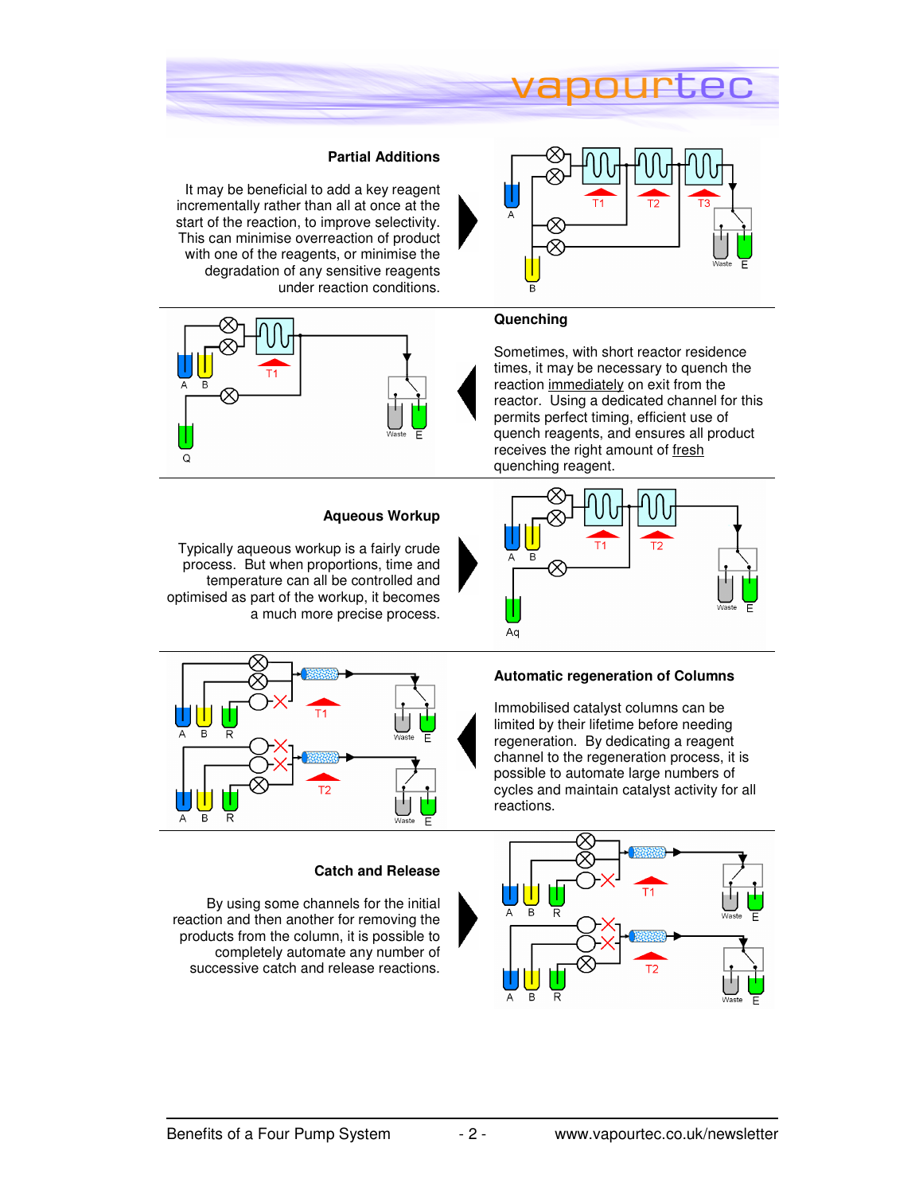## Partial Additions

It may be beneficial to add a key reagent incrementally rather than all at once at the start of the reaction, to improve selectivity. This can minimise overreaction of product with one of the reagents, or minimise the degradation of any sensitive reagents under reaction conditions.

A
B
T1
T2
T3
Waste
E

## Quenching

Sometimes, with short reactor residence times, it may be necessary to quench the reaction immediately on exit from the reactor. Using a dedicated channel for this permits perfect timing, efficient use of quench reagents, and ensures all product receives the right amount of fresh quenching reagent.

A
B
Q
T1
Waste
E

## Aqueous Workup

Typically aqueous workup is a fairly crude process. But when proportions, time and temperature can all be controlled and optimised as part of the workup, it becomes a much more precise process.

A
B
Aq
T1
T2
Waste
E

## Automatic regeneration of Columns

Immobilised catalyst columns can be limited by their lifetime before needing regeneration. By dedicating a reagent channel to the regeneration process, it is possible to automate large numbers of cycles and maintain catalyst activity for all reactions.

A
B
R
T1
Waste
E

A
B
R
T2
Waste
E

## Catch and Release

By using some channels for the initial reaction and then another for removing the products from the column, it is possible to completely automate any number of successive catch and release reactions.

A
B
R
T1
Waste
E

A
B
R
T2
Waste
E